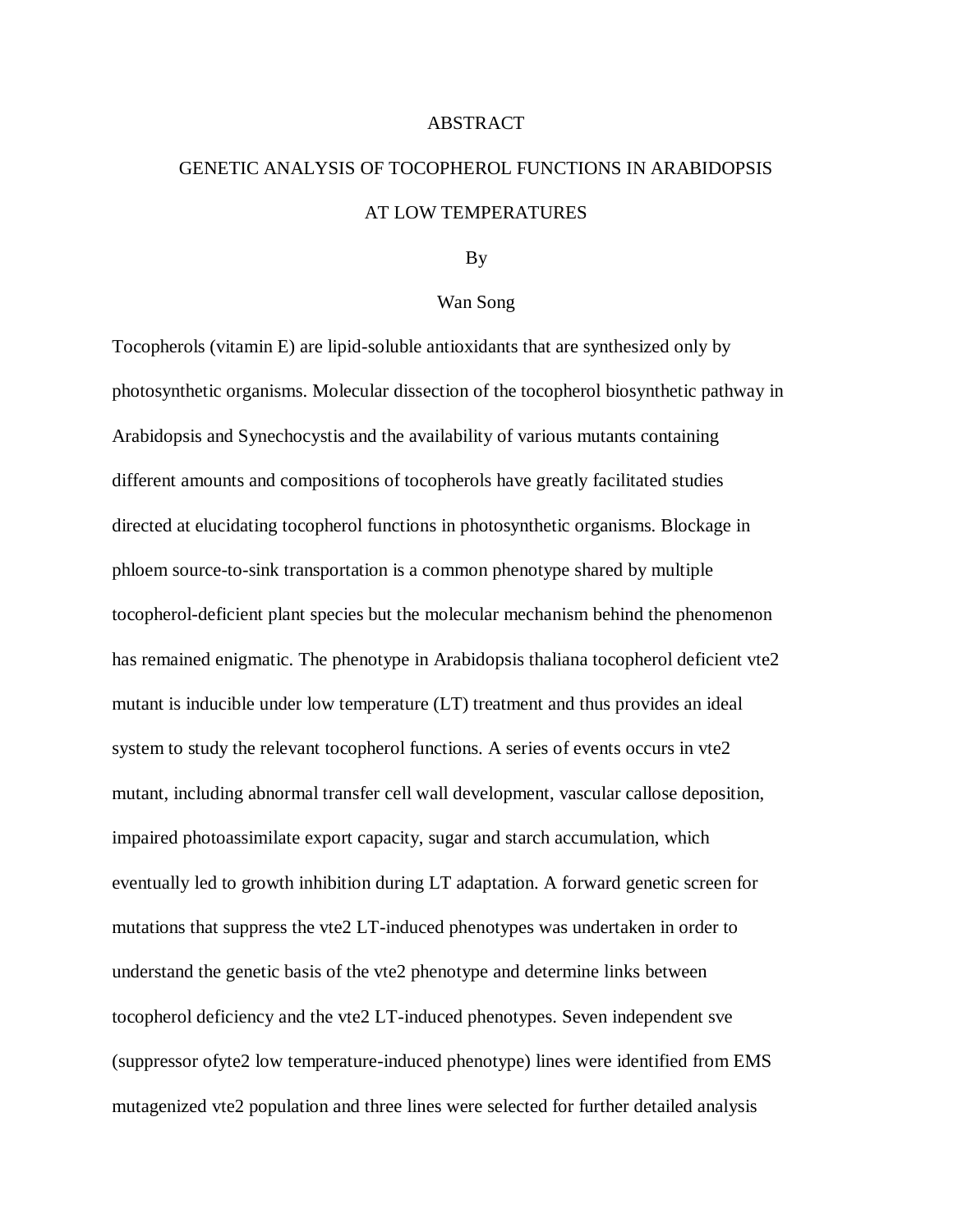# ABSTRACT

## GENETIC ANALYSIS OF TOCOPHEROL FUNCTIONS IN ARABIDOPSIS AT LOW TEMPERATURES

By

Wan Song

Tocopherols (vitamin E) are lipid-soluble antioxidants that are synthesized only by photosynthetic organisms. Molecular dissection of the tocopherol biosynthetic pathway in Arabidopsis and Synechocystis and the availability of various mutants containing different amounts and compositions of tocopherols have greatly facilitated studies directed at elucidating tocopherol functions in photosynthetic organisms. Blockage in phloem source-to-sink transportation is a common phenotype shared by multiple tocopherol-deficient plant species but the molecular mechanism behind the phenomenon has remained enigmatic. The phenotype in Arabidopsis thaliana tocopherol deficient vte2 mutant is inducible under low temperature (LT) treatment and thus provides an ideal system to study the relevant tocopherol functions. A series of events occurs in vte2 mutant, including abnormal transfer cell wall development, vascular callose deposition, impaired photoassimilate export capacity, sugar and starch accumulation, which eventually led to growth inhibition during LT adaptation. A forward genetic screen for mutations that suppress the vte2 LT-induced phenotypes was undertaken in order to understand the genetic basis of the vte2 phenotype and determine links between tocopherol deficiency and the vte2 LT-induced phenotypes. Seven independent sve (suppressor ofyte2 low temperature-induced phenotype) lines were identified from EMS mutagenized vte2 population and three lines were selected for further detailed analysis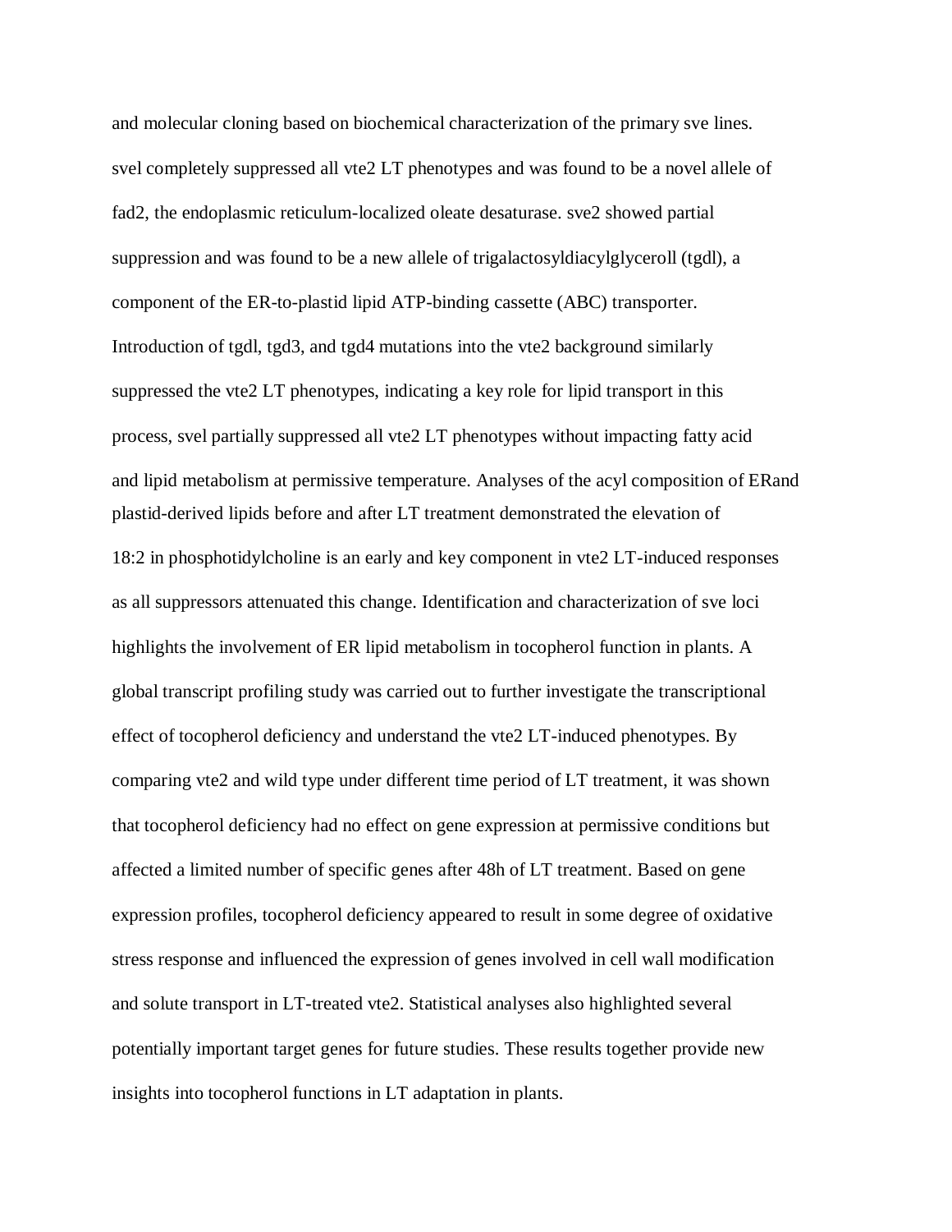and molecular cloning based on biochemical characterization of the primary sve lines. svel completely suppressed all vte2 LT phenotypes and was found to be a novel allele of fad2, the endoplasmic reticulum-localized oleate desaturase. sve2 showed partial suppression and was found to be a new allele of trigalactosyldiacylglyceroll (tgdl), a component of the ER-to-plastid lipid ATP-binding cassette (ABC) transporter. Introduction of tgdl, tgd3, and tgd4 mutations into the vte2 background similarly suppressed the vte2 LT phenotypes, indicating a key role for lipid transport in this process, svel partially suppressed all vte2 LT phenotypes without impacting fatty acid and lipid metabolism at permissive temperature. Analyses of the acyl composition of ERand plastid-derived lipids before and after LT treatment demonstrated the elevation of 18:2 in phosphotidylcholine is an early and key component in vte2 LT-induced responses as all suppressors attenuated this change. Identification and characterization of sve loci highlights the involvement of ER lipid metabolism in tocopherol function in plants. A global transcript profiling study was carried out to further investigate the transcriptional effect of tocopherol deficiency and understand the vte2 LT-induced phenotypes. By comparing vte2 and wild type under different time period of LT treatment, it was shown that tocopherol deficiency had no effect on gene expression at permissive conditions but affected a limited number of specific genes after 48h of LT treatment. Based on gene expression profiles, tocopherol deficiency appeared to result in some degree of oxidative stress response and influenced the expression of genes involved in cell wall modification and solute transport in LT-treated vte2. Statistical analyses also highlighted several potentially important target genes for future studies. These results together provide new insights into tocopherol functions in LT adaptation in plants.